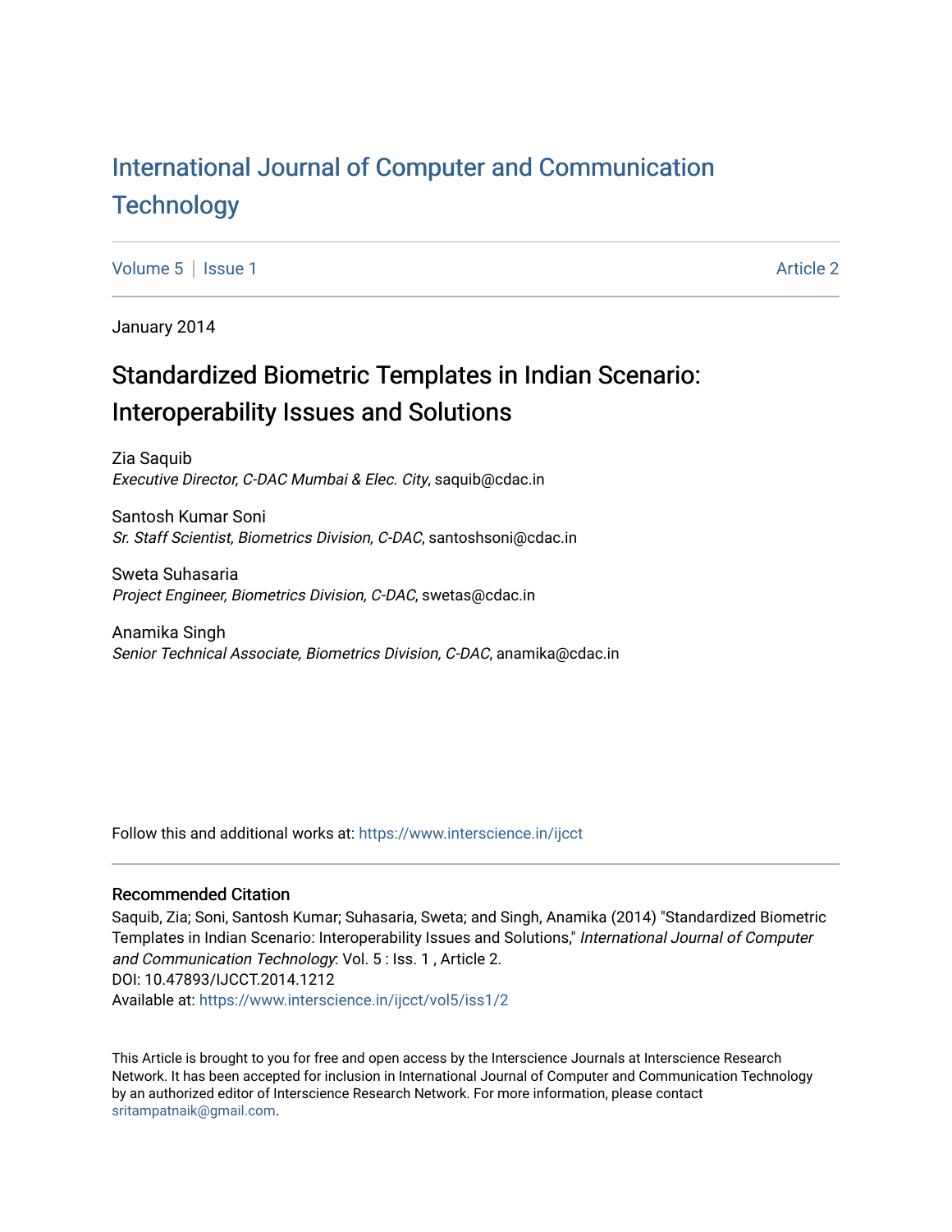# International Journal of Computer and Communication Technology

Volume 5 | Issue 1 Article 2

January 2014

## Standardized Biometric Templates in Indian Scenario: Interoperability Issues and Solutions

Zia Saquib
*Executive Director, C-DAC Mumbai & Elec. City*, saquib@cdac.in

Santosh Kumar Soni
*Sr. Staff Scientist, Biometrics Division, C-DAC*, santoshsoni@cdac.in

Sweta Suhasaria
*Project Engineer, Biometrics Division, C-DAC*, swetas@cdac.in

Anamika Singh
*Senior Technical Associate, Biometrics Division, C-DAC*, anamika@cdac.in

Follow this and additional works at: https://www.interscience.in/ijcct

### Recommended Citation

Saquib, Zia; Soni, Santosh Kumar; Suhasaria, Sweta; and Singh, Anamika (2014) "Standardized Biometric Templates in Indian Scenario: Interoperability Issues and Solutions," *International Journal of Computer and Communication Technology*: Vol. 5 : Iss. 1 , Article 2.
DOI: 10.47893/IJCCT.2014.1212
Available at: https://www.interscience.in/ijcct/vol5/iss1/2

This Article is brought to you for free and open access by the Interscience Journals at Interscience Research Network. It has been accepted for inclusion in International Journal of Computer and Communication Technology by an authorized editor of Interscience Research Network. For more information, please contact sritampatnaik@gmail.com.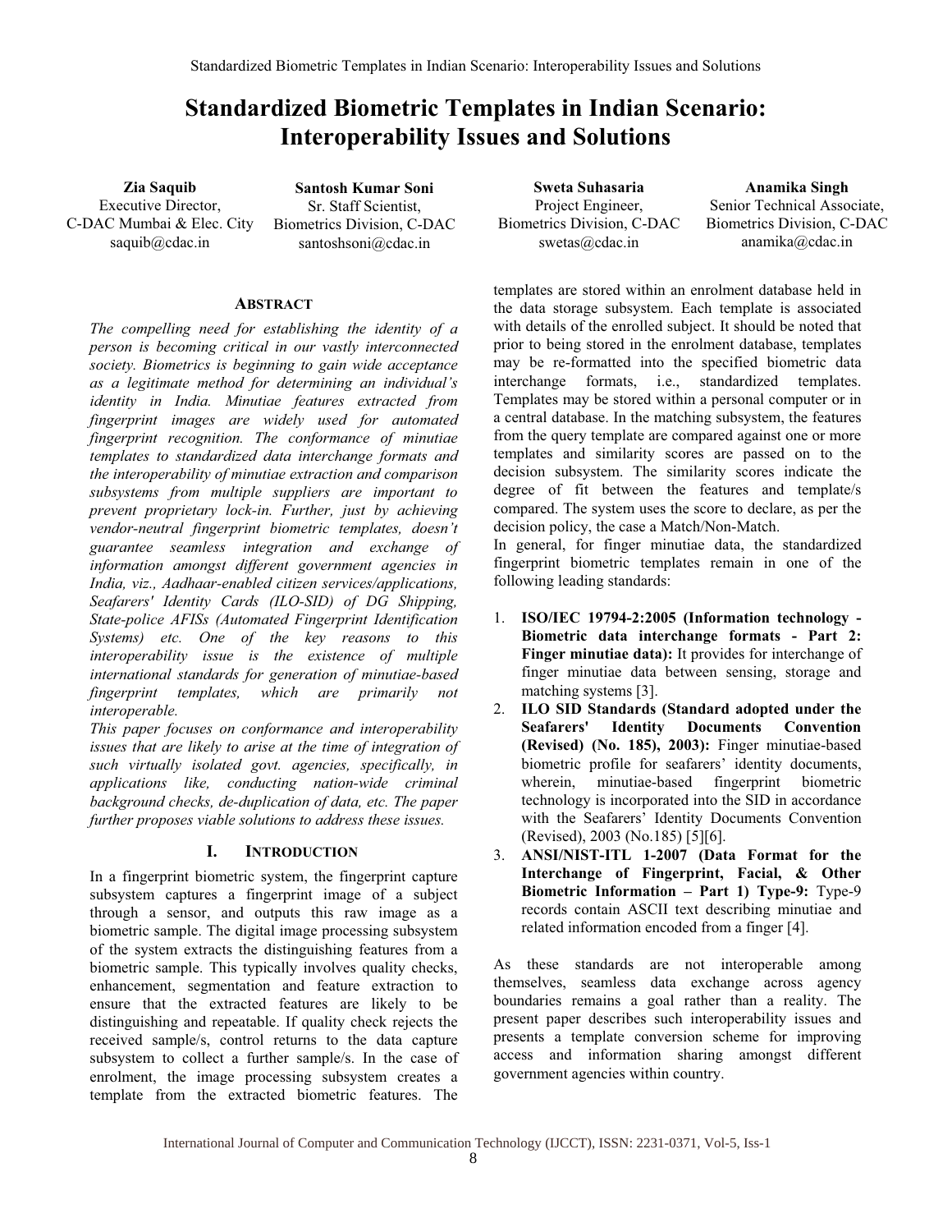# Standardized Biometric Templates in Indian Scenario: Interoperability Issues and Solutions

**Zia Saquib**
Executive Director,
C-DAC Mumbai & Elec. City
saquib@cdac.in

**Santosh Kumar Soni**
Sr. Staff Scientist,
Biometrics Division, C-DAC
santoshsoni@cdac.in

**Sweta Suhasaria**
Project Engineer,
Biometrics Division, C-DAC
swetas@cdac.in

**Anamika Singh**
Senior Technical Associate,
Biometrics Division, C-DAC
anamika@cdac.in

## Abstract

*The compelling need for establishing the identity of a person is becoming critical in our vastly interconnected society. Biometrics is beginning to gain wide acceptance as a legitimate method for determining an individual's identity in India. Minutiae features extracted from fingerprint images are widely used for automated fingerprint recognition. The conformance of minutiae templates to standardized data interchange formats and the interoperability of minutiae extraction and comparison subsystems from multiple suppliers are important to prevent proprietary lock-in. Further, just by achieving vendor-neutral fingerprint biometric templates, doesn't guarantee seamless integration and exchange of information amongst different government agencies in India, viz., Aadhaar-enabled citizen services/applications, Seafarers' Identity Cards (ILO-SID) of DG Shipping, State-police AFISs (Automated Fingerprint Identification Systems) etc. One of the key reasons to this interoperability issue is the existence of multiple international standards for generation of minutiae-based fingerprint templates, which are primarily not interoperable.*

*This paper focuses on conformance and interoperability issues that are likely to arise at the time of integration of such virtually isolated govt. agencies, specifically, in applications like, conducting nation-wide criminal background checks, de-duplication of data, etc. The paper further proposes viable solutions to address these issues.*

## I. Introduction

In a fingerprint biometric system, the fingerprint capture subsystem captures a fingerprint image of a subject through a sensor, and outputs this raw image as a biometric sample. The digital image processing subsystem of the system extracts the distinguishing features from a biometric sample. This typically involves quality checks, enhancement, segmentation and feature extraction to ensure that the extracted features are likely to be distinguishing and repeatable. If quality check rejects the received sample/s, control returns to the data capture subsystem to collect a further sample/s. In the case of enrolment, the image processing subsystem creates a template from the extracted biometric features. The templates are stored within an enrolment database held in the data storage subsystem. Each template is associated with details of the enrolled subject. It should be noted that prior to being stored in the enrolment database, templates may be re-formatted into the specified biometric data interchange formats, i.e., standardized templates. Templates may be stored within a personal computer or in a central database. In the matching subsystem, the features from the query template are compared against one or more templates and similarity scores are passed on to the decision subsystem. The similarity scores indicate the degree of fit between the features and template/s compared. The system uses the score to declare, as per the decision policy, the case a Match/Non-Match.

In general, for finger minutiae data, the standardized fingerprint biometric templates remain in one of the following leading standards:

1. **ISO/IEC 19794-2:2005 (Information technology - Biometric data interchange formats - Part 2: Finger minutiae data):** It provides for interchange of finger minutiae data between sensing, storage and matching systems [3].
2. **ILO SID Standards (Standard adopted under the Seafarers' Identity Documents Convention (Revised) (No. 185), 2003):** Finger minutiae-based biometric profile for seafarers' identity documents, wherein, minutiae-based fingerprint biometric technology is incorporated into the SID in accordance with the Seafarers' Identity Documents Convention (Revised), 2003 (No.185) [5][6].
3. **ANSI/NIST-ITL 1-2007 (Data Format for the Interchange of Fingerprint, Facial, & Other Biometric Information – Part 1) Type-9:** Type-9 records contain ASCII text describing minutiae and related information encoded from a finger [4].

As these standards are not interoperable among themselves, seamless data exchange across agency boundaries remains a goal rather than a reality. The present paper describes such interoperability issues and presents a template conversion scheme for improving access and information sharing amongst different government agencies within country.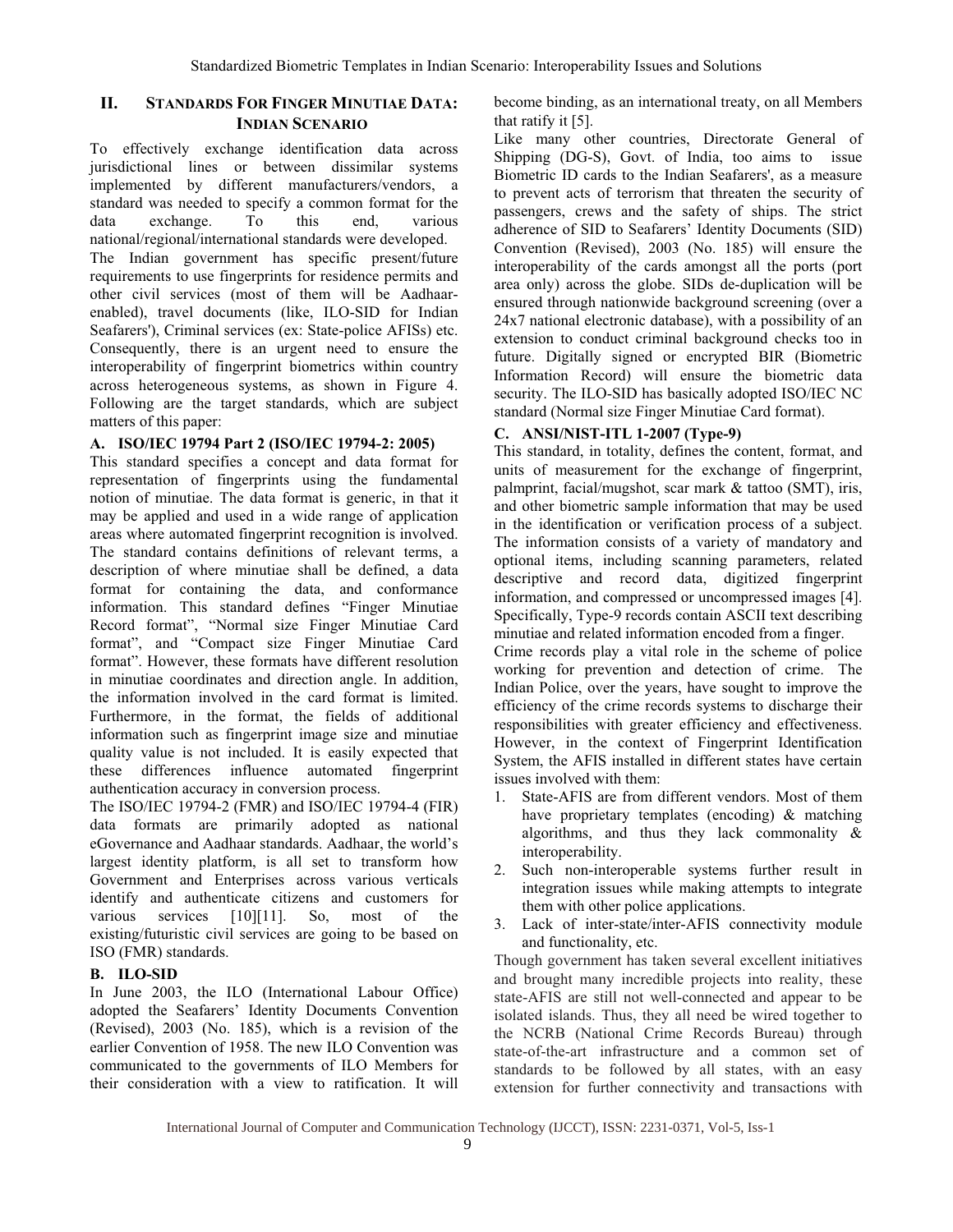## II. STANDARDS FOR FINGER MINUTIAE DATA: INDIAN SCENARIO

To effectively exchange identification data across jurisdictional lines or between dissimilar systems implemented by different manufacturers/vendors, a standard was needed to specify a common format for the data exchange. To this end, various national/regional/international standards were developed.

The Indian government has specific present/future requirements to use fingerprints for residence permits and other civil services (most of them will be Aadhaar-enabled), travel documents (like, ILO-SID for Indian Seafarers'), Criminal services (ex: State-police AFISs) etc. Consequently, there is an urgent need to ensure the interoperability of fingerprint biometrics within country across heterogeneous systems, as shown in Figure 4. Following are the target standards, which are subject matters of this paper:

### A. ISO/IEC 19794 Part 2 (ISO/IEC 19794-2: 2005)

This standard specifies a concept and data format for representation of fingerprints using the fundamental notion of minutiae. The data format is generic, in that it may be applied and used in a wide range of application areas where automated fingerprint recognition is involved. The standard contains definitions of relevant terms, a description of where minutiae shall be defined, a data format for containing the data, and conformance information. This standard defines "Finger Minutiae Record format", "Normal size Finger Minutiae Card format", and "Compact size Finger Minutiae Card format". However, these formats have different resolution in minutiae coordinates and direction angle. In addition, the information involved in the card format is limited. Furthermore, in the format, the fields of additional information such as fingerprint image size and minutiae quality value is not included. It is easily expected that these differences influence automated fingerprint authentication accuracy in conversion process.

The ISO/IEC 19794-2 (FMR) and ISO/IEC 19794-4 (FIR) data formats are primarily adopted as national eGovernance and Aadhaar standards. Aadhaar, the world's largest identity platform, is all set to transform how Government and Enterprises across various verticals identify and authenticate citizens and customers for various services [10][11]. So, most of the existing/futuristic civil services are going to be based on ISO (FMR) standards.

### B. ILO-SID

In June 2003, the ILO (International Labour Office) adopted the Seafarers' Identity Documents Convention (Revised), 2003 (No. 185), which is a revision of the earlier Convention of 1958. The new ILO Convention was communicated to the governments of ILO Members for their consideration with a view to ratification. It will become binding, as an international treaty, on all Members that ratify it [5].

Like many other countries, Directorate General of Shipping (DG-S), Govt. of India, too aims to issue Biometric ID cards to the Indian Seafarers', as a measure to prevent acts of terrorism that threaten the security of passengers, crews and the safety of ships. The strict adherence of SID to Seafarers' Identity Documents (SID) Convention (Revised), 2003 (No. 185) will ensure the interoperability of the cards amongst all the ports (port area only) across the globe. SIDs de-duplication will be ensured through nationwide background screening (over a 24x7 national electronic database), with a possibility of an extension to conduct criminal background checks too in future. Digitally signed or encrypted BIR (Biometric Information Record) will ensure the biometric data security. The ILO-SID has basically adopted ISO/IEC NC standard (Normal size Finger Minutiae Card format).

### C. ANSI/NIST-ITL 1-2007 (Type-9)

This standard, in totality, defines the content, format, and units of measurement for the exchange of fingerprint, palmprint, facial/mugshot, scar mark & tattoo (SMT), iris, and other biometric sample information that may be used in the identification or verification process of a subject. The information consists of a variety of mandatory and optional items, including scanning parameters, related descriptive and record data, digitized fingerprint information, and compressed or uncompressed images [4]. Specifically, Type-9 records contain ASCII text describing minutiae and related information encoded from a finger.

Crime records play a vital role in the scheme of police working for prevention and detection of crime. The Indian Police, over the years, have sought to improve the efficiency of the crime records systems to discharge their responsibilities with greater efficiency and effectiveness. However, in the context of Fingerprint Identification System, the AFIS installed in different states have certain issues involved with them:

1. State-AFIS are from different vendors. Most of them have proprietary templates (encoding) & matching algorithms, and thus they lack commonality & interoperability.
2. Such non-interoperable systems further result in integration issues while making attempts to integrate them with other police applications.
3. Lack of inter-state/inter-AFIS connectivity module and functionality, etc.

Though government has taken several excellent initiatives and brought many incredible projects into reality, these state-AFIS are still not well-connected and appear to be isolated islands. Thus, they all need be wired together to the NCRB (National Crime Records Bureau) through state-of-the-art infrastructure and a common set of standards to be followed by all states, with an easy extension for further connectivity and transactions with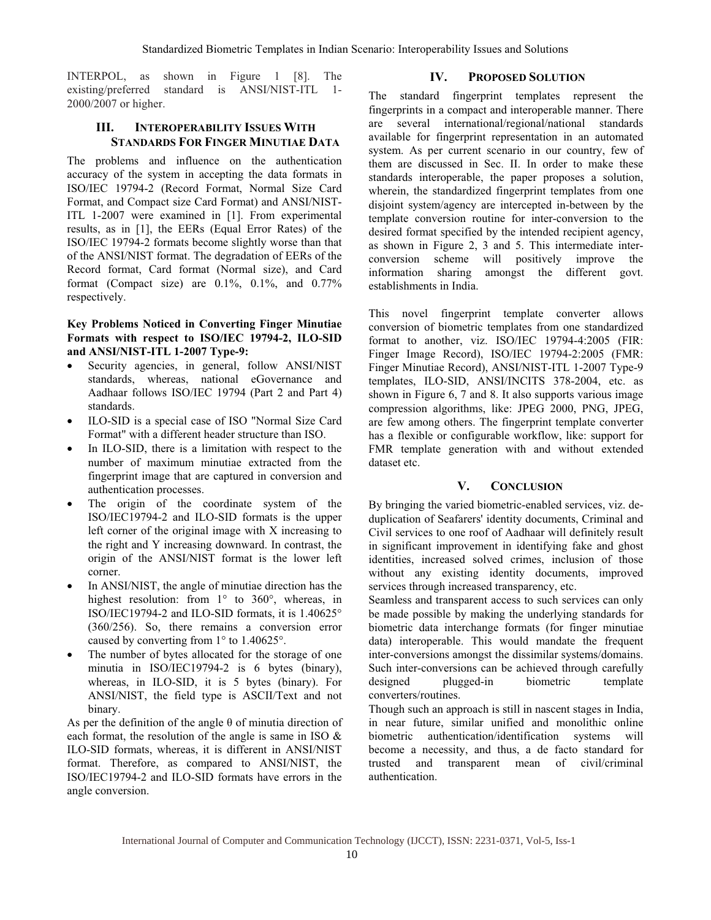INTERPOL, as shown in Figure 1 [8]. The existing/preferred standard is ANSI/NIST-ITL 1-2000/2007 or higher.

## III. Interoperability Issues With Standards For Finger Minutiae Data

The problems and influence on the authentication accuracy of the system in accepting the data formats in ISO/IEC 19794-2 (Record Format, Normal Size Card Format, and Compact size Card Format) and ANSI/NIST-ITL 1-2007 were examined in [1]. From experimental results, as in [1], the EERs (Equal Error Rates) of the ISO/IEC 19794-2 formats become slightly worse than that of the ANSI/NIST format. The degradation of EERs of the Record format, Card format (Normal size), and Card format (Compact size) are 0.1%, 0.1%, and 0.77% respectively.

**Key Problems Noticed in Converting Finger Minutiae Formats with respect to ISO/IEC 19794-2, ILO-SID and ANSI/NIST-ITL 1-2007 Type-9:**

- Security agencies, in general, follow ANSI/NIST standards, whereas, national eGovernance and Aadhaar follows ISO/IEC 19794 (Part 2 and Part 4) standards.
- ILO-SID is a special case of ISO "Normal Size Card Format" with a different header structure than ISO.
- In ILO-SID, there is a limitation with respect to the number of maximum minutiae extracted from the fingerprint image that are captured in conversion and authentication processes.
- The origin of the coordinate system of the ISO/IEC19794-2 and ILO-SID formats is the upper left corner of the original image with X increasing to the right and Y increasing downward. In contrast, the origin of the ANSI/NIST format is the lower left corner.
- In ANSI/NIST, the angle of minutiae direction has the highest resolution: from 1° to 360°, whereas, in ISO/IEC19794-2 and ILO-SID formats, it is 1.40625° (360/256). So, there remains a conversion error caused by converting from 1° to 1.40625°.
- The number of bytes allocated for the storage of one minutia in ISO/IEC19794-2 is 6 bytes (binary), whereas, in ILO-SID, it is 5 bytes (binary). For ANSI/NIST, the field type is ASCII/Text and not binary.

As per the definition of the angle $\theta$ of minutia direction of each format, the resolution of the angle is same in ISO & ILO-SID formats, whereas, it is different in ANSI/NIST format. Therefore, as compared to ANSI/NIST, the ISO/IEC19794-2 and ILO-SID formats have errors in the angle conversion.

## IV. Proposed Solution

The standard fingerprint templates represent the fingerprints in a compact and interoperable manner. There are several international/regional/national standards available for fingerprint representation in an automated system. As per current scenario in our country, few of them are discussed in Sec. II. In order to make these standards interoperable, the paper proposes a solution, wherein, the standardized fingerprint templates from one disjoint system/agency are intercepted in-between by the template conversion routine for inter-conversion to the desired format specified by the intended recipient agency, as shown in Figure 2, 3 and 5. This intermediate inter-conversion scheme will positively improve the information sharing amongst the different govt. establishments in India.

This novel fingerprint template converter allows conversion of biometric templates from one standardized format to another, viz. ISO/IEC 19794-4:2005 (FIR: Finger Image Record), ISO/IEC 19794-2:2005 (FMR: Finger Minutiae Record), ANSI/NIST-ITL 1-2007 Type-9 templates, ILO-SID, ANSI/INCITS 378-2004, etc. as shown in Figure 6, 7 and 8. It also supports various image compression algorithms, like: JPEG 2000, PNG, JPEG, are few among others. The fingerprint template converter has a flexible or configurable workflow, like: support for FMR template generation with and without extended dataset etc.

## V. Conclusion

By bringing the varied biometric-enabled services, viz. de-duplication of Seafarers' identity documents, Criminal and Civil services to one roof of Aadhaar will definitely result in significant improvement in identifying fake and ghost identities, increased solved crimes, inclusion of those without any existing identity documents, improved services through increased transparency, etc.

Seamless and transparent access to such services can only be made possible by making the underlying standards for biometric data interchange formats (for finger minutiae data) interoperable. This would mandate the frequent inter-conversions amongst the dissimilar systems/domains. Such inter-conversions can be achieved through carefully designed plugged-in biometric template converters/routines.

Though such an approach is still in nascent stages in India, in near future, similar unified and monolithic online biometric authentication/identification systems will become a necessity, and thus, a de facto standard for trusted and transparent mean of civil/criminal authentication.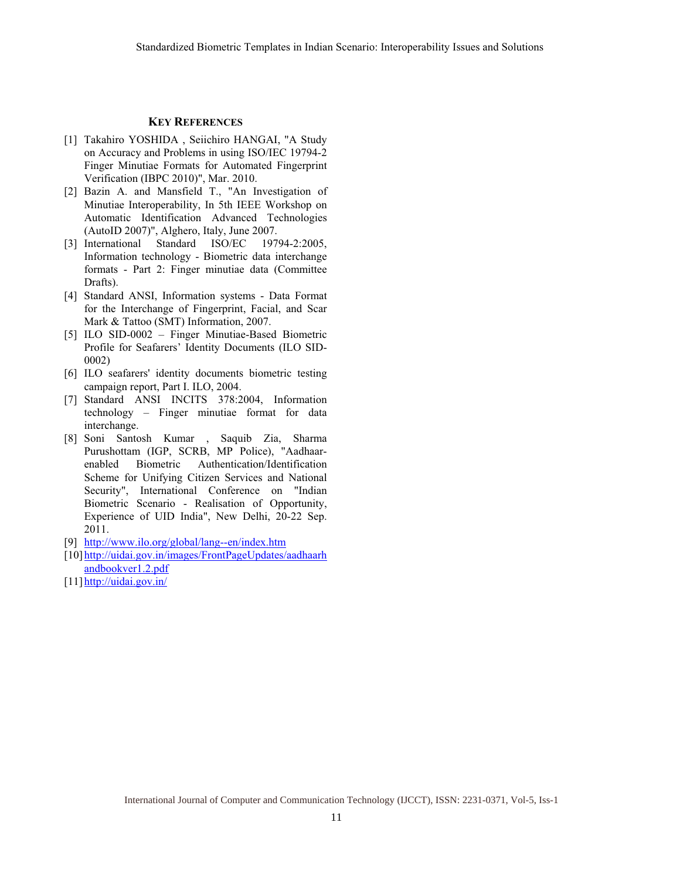### KEY REFERENCES

[1] Takahiro YOSHIDA , Seiichiro HANGAI, "A Study on Accuracy and Problems in using ISO/IEC 19794-2 Finger Minutiae Formats for Automated Fingerprint Verification (IBPC 2010)", Mar. 2010.

[2] Bazin A. and Mansfield T., "An Investigation of Minutiae Interoperability, In 5th IEEE Workshop on Automatic Identification Advanced Technologies (AutoID 2007)", Alghero, Italy, June 2007.

[3] International Standard ISO/EC 19794-2:2005, Information technology - Biometric data interchange formats - Part 2: Finger minutiae data (Committee Drafts).

[4] Standard ANSI, Information systems - Data Format for the Interchange of Fingerprint, Facial, and Scar Mark & Tattoo (SMT) Information, 2007.

[5] ILO SID-0002 – Finger Minutiae-Based Biometric Profile for Seafarers' Identity Documents (ILO SID-0002)

[6] ILO seafarers' identity documents biometric testing campaign report, Part I. ILO, 2004.

[7] Standard ANSI INCITS 378:2004, Information technology – Finger minutiae format for data interchange.

[8] Soni Santosh Kumar , Saquib Zia, Sharma Purushottam (IGP, SCRB, MP Police), "Aadhaar-enabled Biometric Authentication/Identification Scheme for Unifying Citizen Services and National Security", International Conference on "Indian Biometric Scenario - Realisation of Opportunity, Experience of UID India", New Delhi, 20-22 Sep. 2011.

[9] http://www.ilo.org/global/lang--en/index.htm

[10] http://uidai.gov.in/images/FrontPageUpdates/aadhaarhandbookver1.2.pdf

[11] http://uidai.gov.in/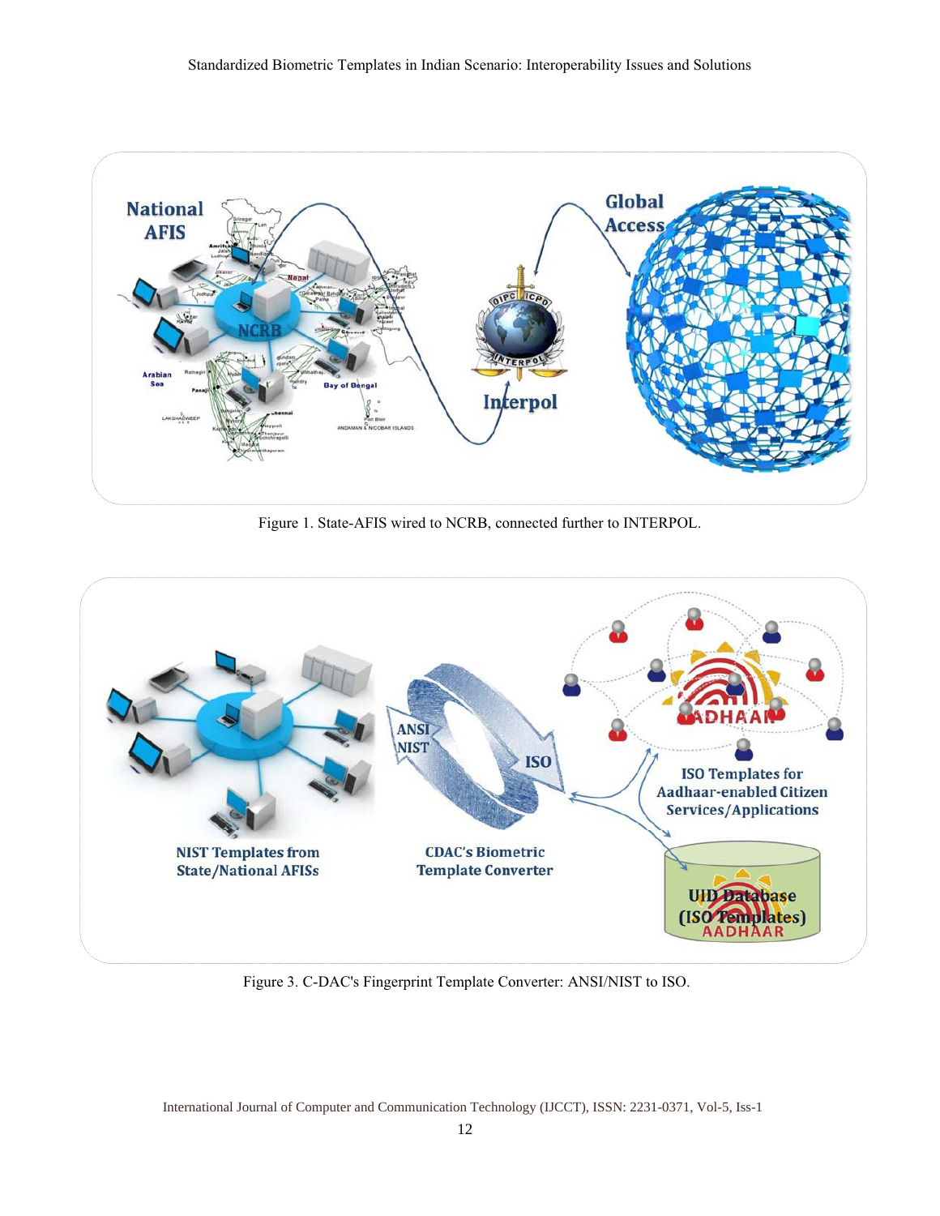Figure 1. State-AFIS wired to NCRB, connected further to INTERPOL.

Figure 3. C-DAC's Fingerprint Template Converter: ANSI/NIST to ISO.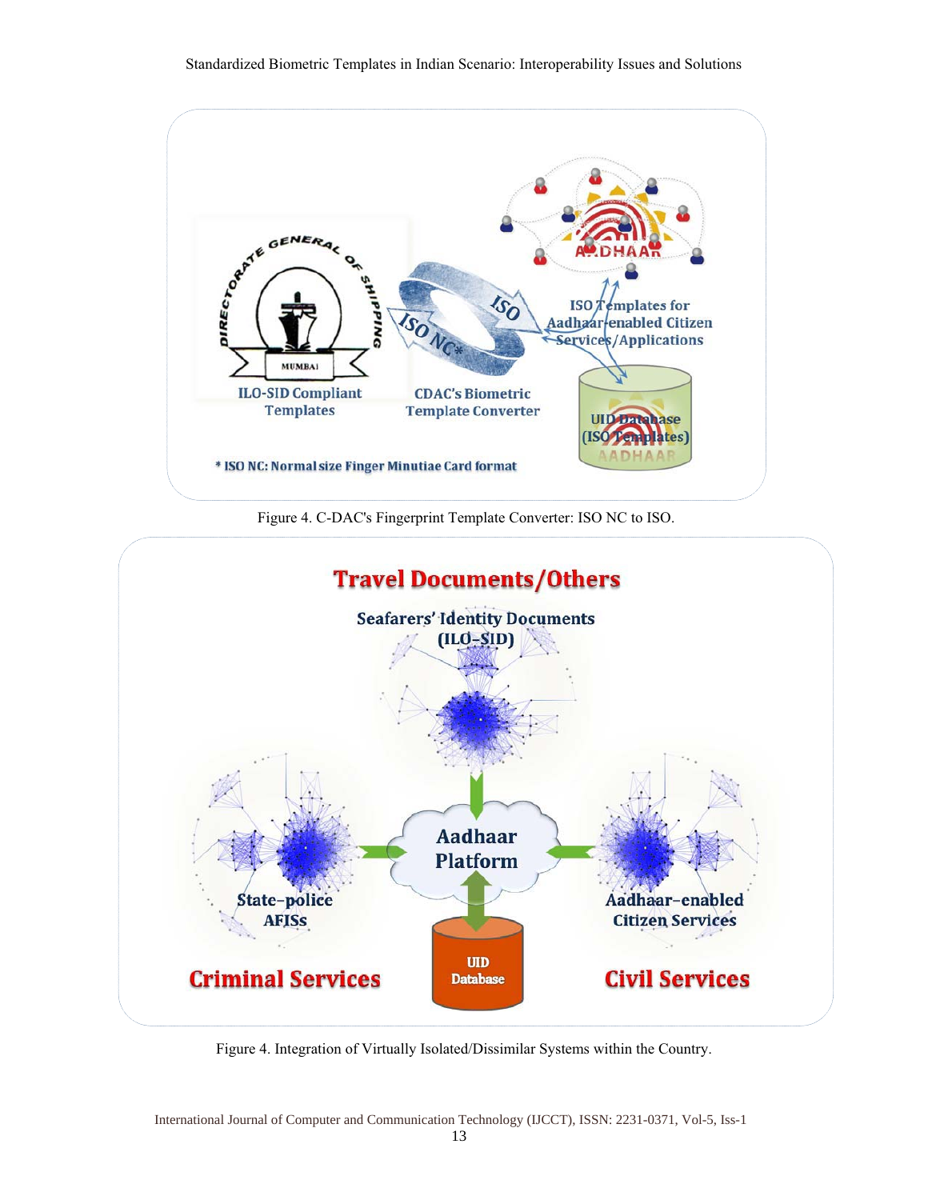Figure 4. C-DAC's Fingerprint Template Converter: ISO NC to ISO.

Figure 4. Integration of Virtually Isolated/Dissimilar Systems within the Country.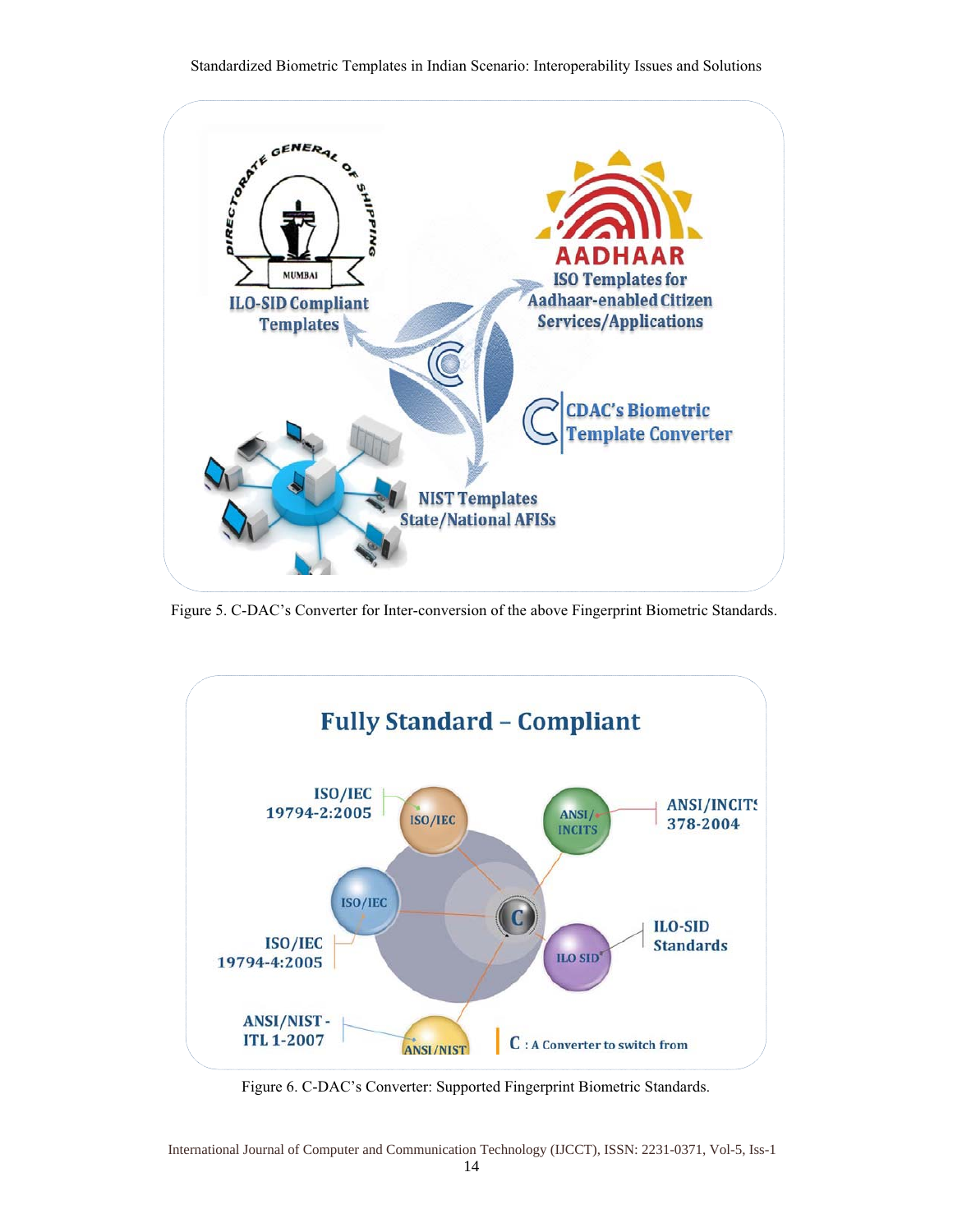Figure 5. C-DAC's Converter for Inter-conversion of the above Fingerprint Biometric Standards.

Figure 6. C-DAC's Converter: Supported Fingerprint Biometric Standards.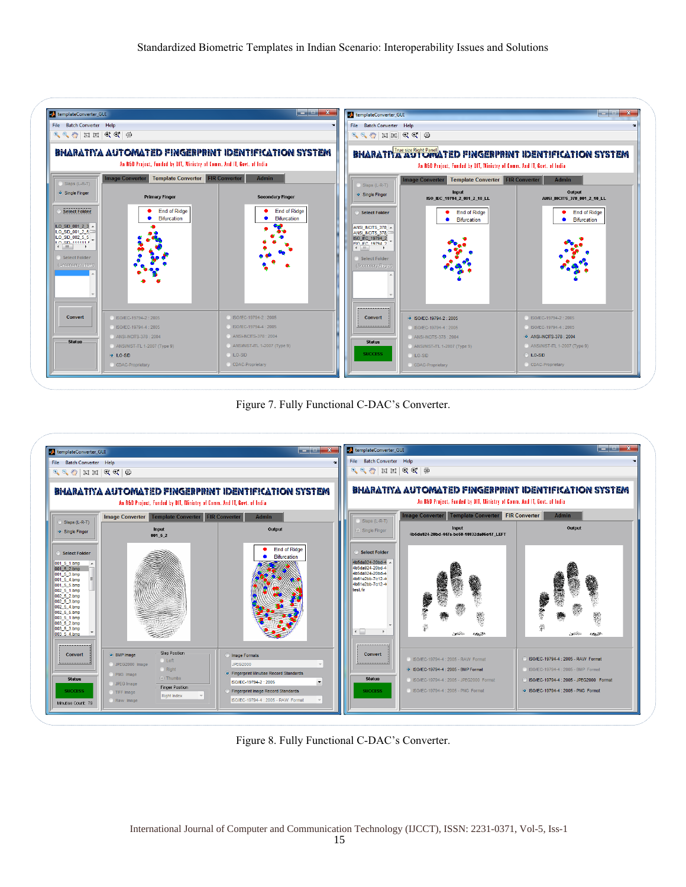Figure 7. Fully Functional C-DAC's Converter.

Figure 8. Fully Functional C-DAC's Converter.